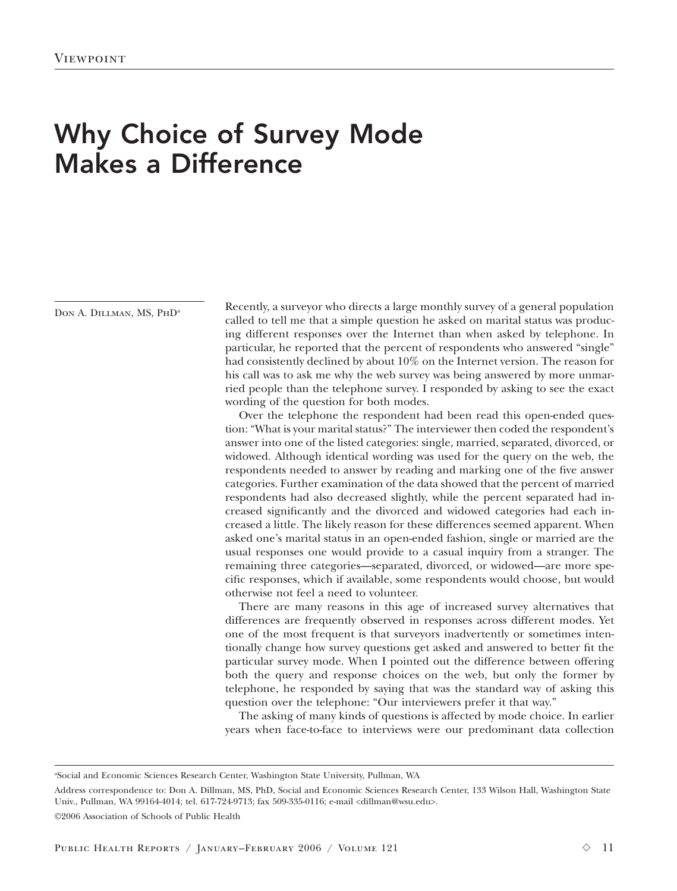Viewpoint

# Why Choice of Survey Mode Makes a Difference

Don A. Dillman, MS, PhD[a]

Recently, a surveyor who directs a large monthly survey of a general population called to tell me that a simple question he asked on marital status was producing different responses over the Internet than when asked by telephone. In particular, he reported that the percent of respondents who answered "single" had consistently declined by about 10% on the Internet version. The reason for his call was to ask me why the web survey was being answered by more unmarried people than the telephone survey. I responded by asking to see the exact wording of the question for both modes.

Over the telephone the respondent had been read this open-ended question: "What is your marital status?" The interviewer then coded the respondent's answer into one of the listed categories: single, married, separated, divorced, or widowed. Although identical wording was used for the query on the web, the respondents needed to answer by reading and marking one of the five answer categories. Further examination of the data showed that the percent of married respondents had also decreased slightly, while the percent separated had increased significantly and the divorced and widowed categories had each increased a little. The likely reason for these differences seemed apparent. When asked one's marital status in an open-ended fashion, single or married are the usual responses one would provide to a casual inquiry from a stranger. The remaining three categories—separated, divorced, or widowed—are more specific responses, which if available, some respondents would choose, but would otherwise not feel a need to volunteer.

There are many reasons in this age of increased survey alternatives that differences are frequently observed in responses across different modes. Yet one of the most frequent is that surveyors inadvertently or sometimes intentionally change how survey questions get asked and answered to better fit the particular survey mode. When I pointed out the difference between offering both the query and response choices on the web, but only the former by telephone, he responded by saying that was the standard way of asking this question over the telephone: "Our interviewers prefer it that way."

The asking of many kinds of questions is affected by mode choice. In earlier years when face-to-face to interviews were our predominant data collection

[a]Social and Economic Sciences Research Center, Washington State University, Pullman, WA

Address correspondence to: Don A. Dillman, MS, PhD, Social and Economic Sciences Research Center, 133 Wilson Hall, Washington State Univ., Pullman, WA 99164-4014; tel. 617-724-9713; fax 509-335-0116; e-mail <dillman@wsu.edu>.

©2006 Association of Schools of Public Health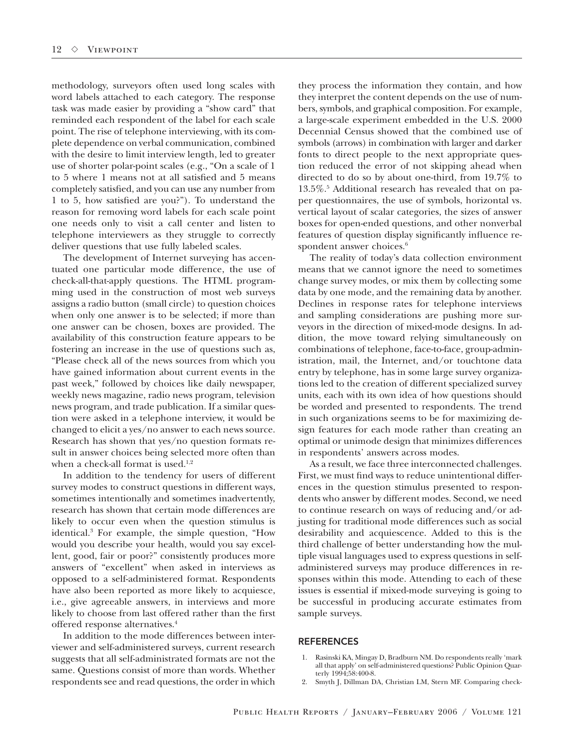methodology, surveyors often used long scales with word labels attached to each category. The response task was made easier by providing a "show card" that reminded each respondent of the label for each scale point. The rise of telephone interviewing, with its complete dependence on verbal communication, combined with the desire to limit interview length, led to greater use of shorter polar-point scales (e.g., "On a scale of 1 to 5 where 1 means not at all satisfied and 5 means completely satisfied, and you can use any number from 1 to 5, how satisfied are you?"). To understand the reason for removing word labels for each scale point one needs only to visit a call center and listen to telephone interviewers as they struggle to correctly deliver questions that use fully labeled scales.

The development of Internet surveying has accentuated one particular mode difference, the use of check-all-that-apply questions. The HTML programming used in the construction of most web surveys assigns a radio button (small circle) to question choices when only one answer is to be selected; if more than one answer can be chosen, boxes are provided. The availability of this construction feature appears to be fostering an increase in the use of questions such as, "Please check all of the news sources from which you have gained information about current events in the past week," followed by choices like daily newspaper, weekly news magazine, radio news program, television news program, and trade publication. If a similar question were asked in a telephone interview, it would be changed to elicit a yes/no answer to each news source. Research has shown that yes/no question formats result in answer choices being selected more often than when a check-all format is used.[1,2]

In addition to the tendency for users of different survey modes to construct questions in different ways, sometimes intentionally and sometimes inadvertently, research has shown that certain mode differences are likely to occur even when the question stimulus is identical.[3] For example, the simple question, "How would you describe your health, would you say excellent, good, fair or poor?" consistently produces more answers of "excellent" when asked in interviews as opposed to a self-administered format. Respondents have also been reported as more likely to acquiesce, i.e., give agreeable answers, in interviews and more likely to choose from last offered rather than the first offered response alternatives.[4]

In addition to the mode differences between interviewer and self-administered surveys, current research suggests that all self-administrated formats are not the same. Questions consist of more than words. Whether respondents see and read questions, the order in which they process the information they contain, and how they interpret the content depends on the use of numbers, symbols, and graphical composition. For example, a large-scale experiment embedded in the U.S. 2000 Decennial Census showed that the combined use of symbols (arrows) in combination with larger and darker fonts to direct people to the next appropriate question reduced the error of not skipping ahead when directed to do so by about one-third, from 19.7% to 13.5%.[5] Additional research has revealed that on paper questionnaires, the use of symbols, horizontal vs. vertical layout of scalar categories, the sizes of answer boxes for open-ended questions, and other nonverbal features of question display significantly influence respondent answer choices.[6]

The reality of today's data collection environment means that we cannot ignore the need to sometimes change survey modes, or mix them by collecting some data by one mode, and the remaining data by another. Declines in response rates for telephone interviews and sampling considerations are pushing more surveyors in the direction of mixed-mode designs. In addition, the move toward relying simultaneously on combinations of telephone, face-to-face, group-administration, mail, the Internet, and/or touchtone data entry by telephone, has in some large survey organizations led to the creation of different specialized survey units, each with its own idea of how questions should be worded and presented to respondents. The trend in such organizations seems to be for maximizing design features for each mode rather than creating an optimal or unimode design that minimizes differences in respondents' answers across modes.

As a result, we face three interconnected challenges. First, we must find ways to reduce unintentional differences in the question stimulus presented to respondents who answer by different modes. Second, we need to continue research on ways of reducing and/or adjusting for traditional mode differences such as social desirability and acquiescence. Added to this is the third challenge of better understanding how the multiple visual languages used to express questions in self-administered surveys may produce differences in responses within this mode. Attending to each of these issues is essential if mixed-mode surveying is going to be successful in producing accurate estimates from sample surveys.

## REFERENCES

1. Rasinski KA, Mingay D, Bradburn NM. Do respondents really 'mark all that apply' on self-administered questions? Public Opinion Quarterly 1994;58:400-8.
2. Smyth J, Dillman DA, Christian LM, Stern MF. Comparing check-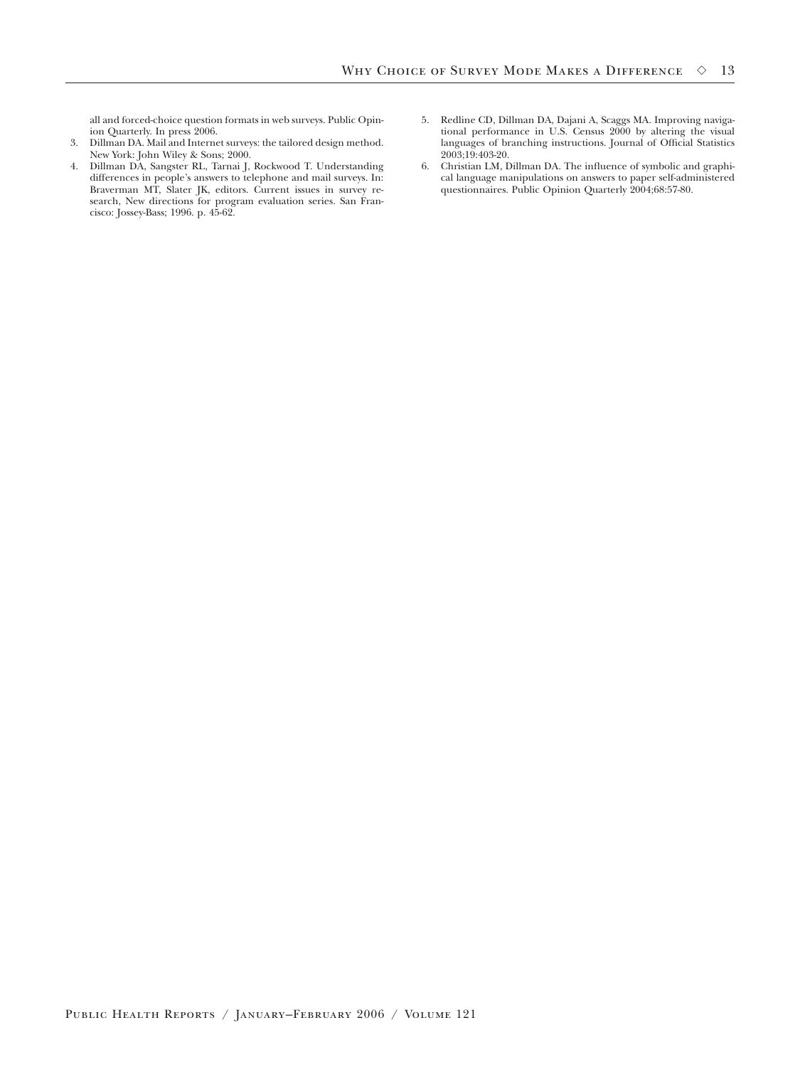all and forced-choice question formats in web surveys. Public Opinion Quarterly. In press 2006.

3. Dillman DA. Mail and Internet surveys: the tailored design method. New York: John Wiley & Sons; 2000.
4. Dillman DA, Sangster RL, Tarnai J, Rockwood T. Understanding differences in people's answers to telephone and mail surveys. In: Braverman MT, Slater JK, editors. Current issues in survey research, New directions for program evaluation series. San Francisco: Jossey-Bass; 1996. p. 45-62.
5. Redline CD, Dillman DA, Dajani A, Scaggs MA. Improving navigational performance in U.S. Census 2000 by altering the visual languages of branching instructions. Journal of Official Statistics 2003;19:403-20.
6. Christian LM, Dillman DA. The influence of symbolic and graphical language manipulations on answers to paper self-administered questionnaires. Public Opinion Quarterly 2004;68:57-80.